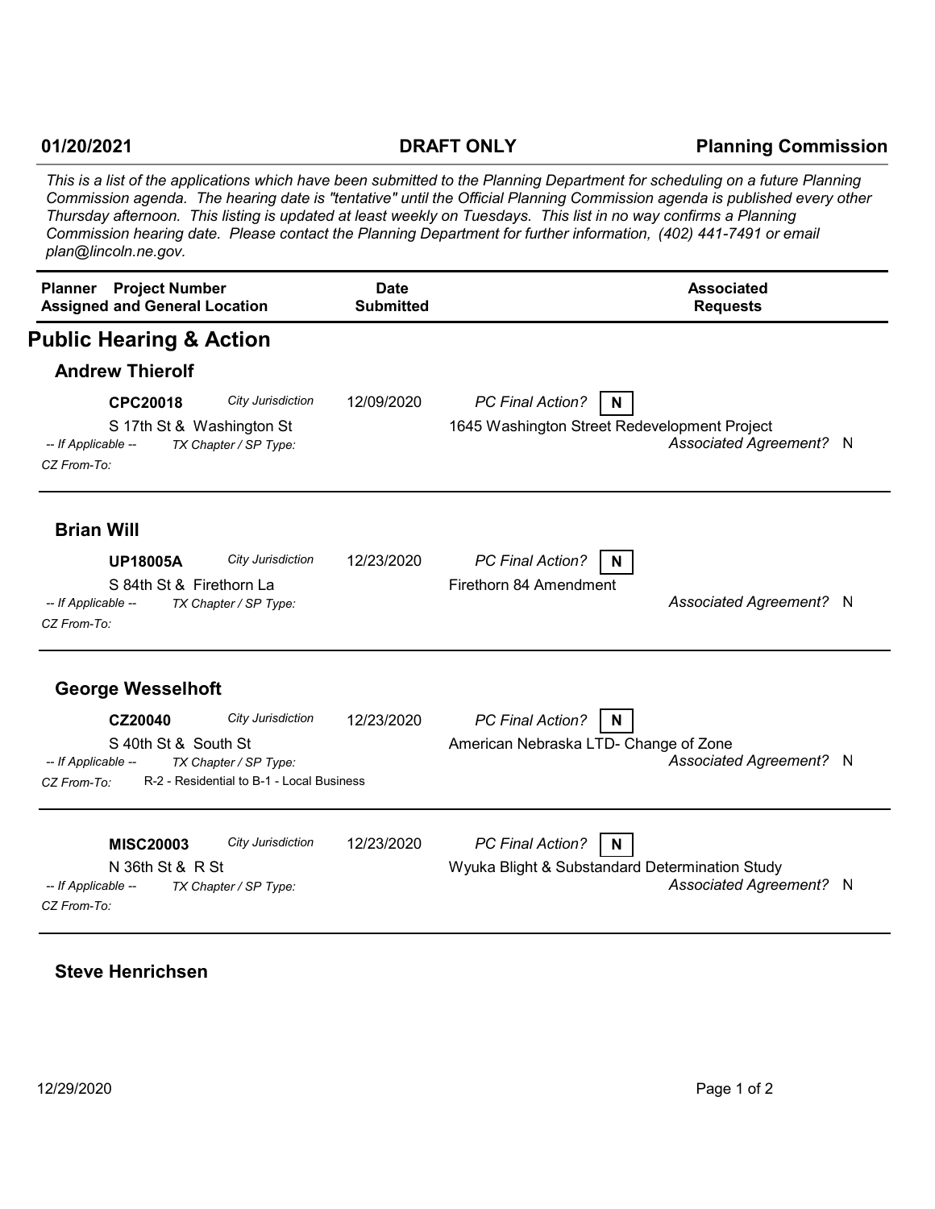**01/20/2021** **DRAFT ONLY** **Planning Commission**

*This is a list of the applications which have been submitted to the Planning Department for scheduling on a future Planning Commission agenda. The hearing date is "tentative" until the Official Planning Commission agenda is published every other Thursday afternoon. This listing is updated at least weekly on Tuesdays. This list in no way confirms a Planning Commission hearing date. Please contact the Planning Department for further information, (402) 441-7491 or email plan@lincoln.ne.gov.*

| Planner Project Number Assigned and General Location | Date Submitted | Associated Requests |
|---|---|---|

# Public Hearing & Action

## Andrew Thierolf

**CPC20018** *City Jurisdiction* — 12/09/2020 — *PC Final Action?* **N**
S 17th St & Washington St — 1645 Washington Street Redevelopment Project
*-- If Applicable --* *TX Chapter / SP Type:* — *Associated Agreement?* N
*CZ From-To:*

## Brian Will

**UP18005A** *City Jurisdiction* — 12/23/2020 — *PC Final Action?* **N**
S 84th St & Firethorn La — Firethorn 84 Amendment
*-- If Applicable --* *TX Chapter / SP Type:* — *Associated Agreement?* N
*CZ From-To:*

## George Wesselhoft

**CZ20040** *City Jurisdiction* — 12/23/2020 — *PC Final Action?* **N**
S 40th St & South St — American Nebraska LTD- Change of Zone
*-- If Applicable --* *TX Chapter / SP Type:* — *Associated Agreement?* N
*CZ From-To:* R-2 - Residential to B-1 - Local Business

**MISC20003** *City Jurisdiction* — 12/23/2020 — *PC Final Action?* **N**
N 36th St & R St — Wyuka Blight & Substandard Determination Study
*-- If Applicable --* *TX Chapter / SP Type:* — *Associated Agreement?* N
*CZ From-To:*

## Steve Henrichsen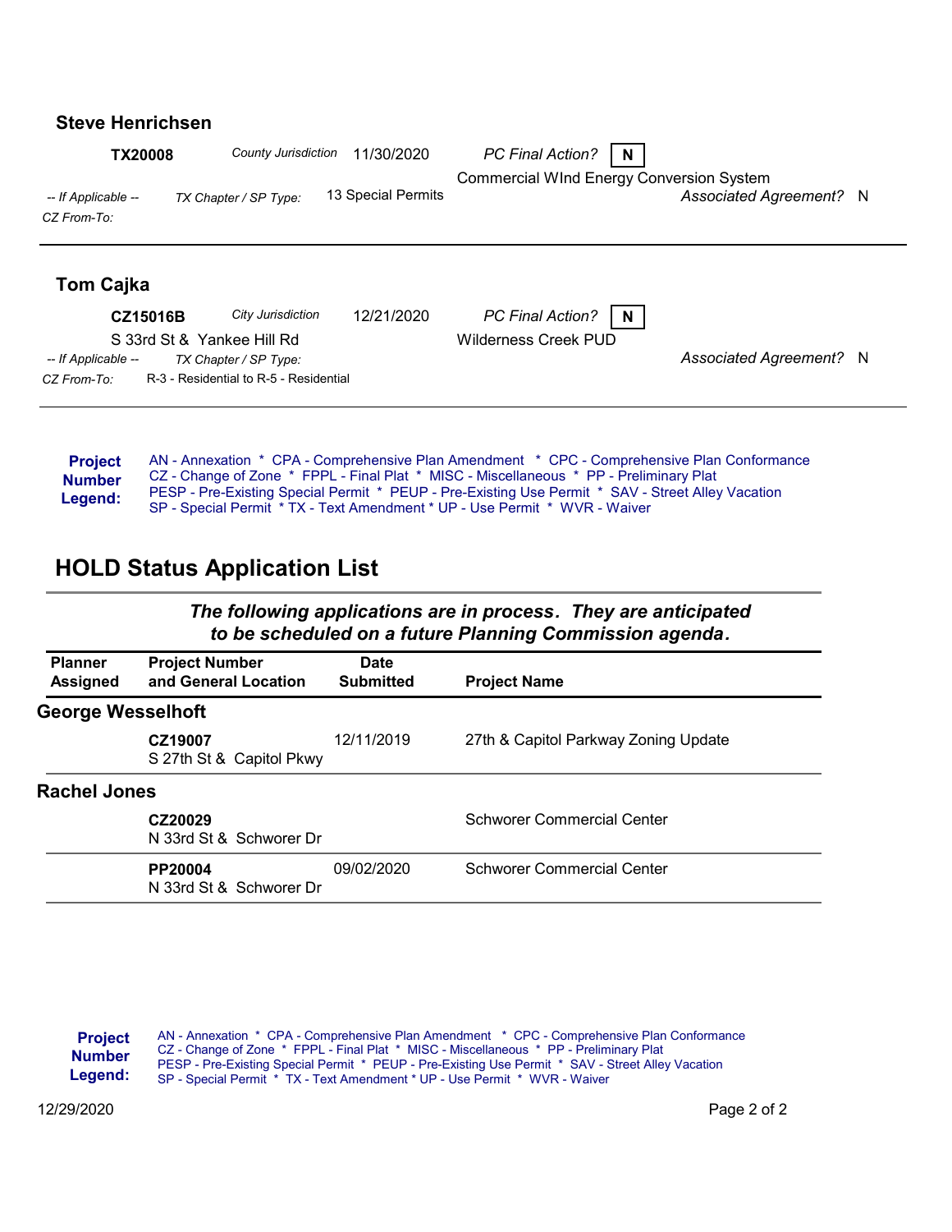**Steve Henrichsen**

| | | | |
|---|---|---|---|
| **TX20008** | *County Jurisdiction* | 11/30/2020 | *PC Final Action?* **N** |
| *-- If Applicable --* | *TX Chapter / SP Type:* | 13 Special Permits | Commercial WInd Energy Conversion System |
| *CZ From-To:* | | | *Associated Agreement?* N |

**Tom Cajka**

| | | | |
|---|---|---|---|
| **CZ15016B** | *City Jurisdiction* | 12/21/2020 | *PC Final Action?* **N** |
| S 33rd St & Yankee Hill Rd | | | Wilderness Creek PUD |
| *-- If Applicable --* | *TX Chapter / SP Type:* | | *Associated Agreement?* N |
| *CZ From-To:* | R-3 - Residential to R-5 - Residential | | |

**Project Number Legend:** AN - Annexation * CPA - Comprehensive Plan Amendment * CPC - Comprehensive Plan Conformance
CZ - Change of Zone * FPPL - Final Plat * MISC - Miscellaneous * PP - Preliminary Plat
PESP - Pre-Existing Special Permit * PEUP - Pre-Existing Use Permit * SAV - Street Alley Vacation
SP - Special Permit * TX - Text Amendment * UP - Use Permit * WVR - Waiver

## HOLD Status Application List

***The following applications are in process. They are anticipated to be scheduled on a future Planning Commission agenda.***

| Planner Assigned | Project Number and General Location | Date Submitted | Project Name |
|---|---|---|---|
| **George Wesselhoft** | | | |
| | **CZ19007** S 27th St & Capitol Pkwy | 12/11/2019 | 27th & Capitol Parkway Zoning Update |
| **Rachel Jones** | | | |
| | **CZ20029** N 33rd St & Schworer Dr | | Schworer Commercial Center |
| | **PP20004** N 33rd St & Schworer Dr | 09/02/2020 | Schworer Commercial Center |

**Project Number Legend:** AN - Annexation * CPA - Comprehensive Plan Amendment * CPC - Comprehensive Plan Conformance
CZ - Change of Zone * FPPL - Final Plat * MISC - Miscellaneous * PP - Preliminary Plat
PESP - Pre-Existing Special Permit * PEUP - Pre-Existing Use Permit * SAV - Street Alley Vacation
SP - Special Permit * TX - Text Amendment * UP - Use Permit * WVR - Waiver

12/29/2020